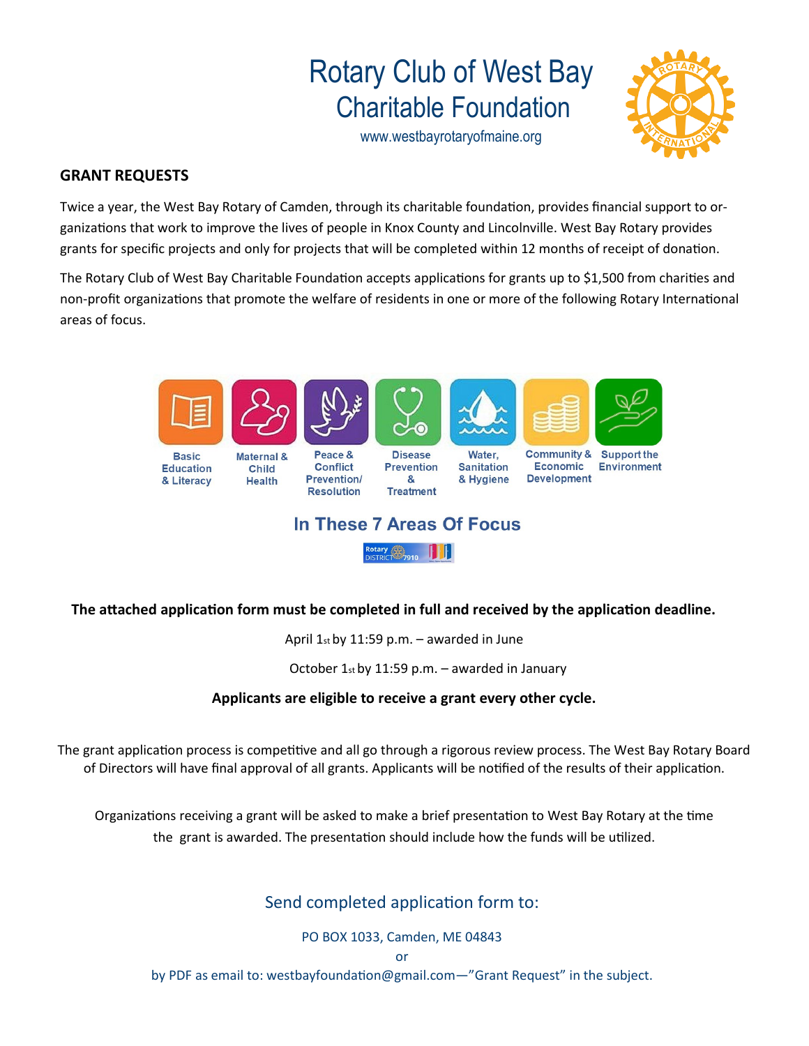# Rotary Club of West Bay
## Charitable Foundation

www.westbayrotaryofmaine.org

## GRANT REQUESTS

Twice a year, the West Bay Rotary of Camden, through its charitable foundation, provides financial support to organizations that work to improve the lives of people in Knox County and Lincolnville. West Bay Rotary provides grants for specific projects and only for projects that will be completed within 12 months of receipt of donation.

The Rotary Club of West Bay Charitable Foundation accepts applications for grants up to $1,500 from charities and non-profit organizations that promote the welfare of residents in one or more of the following Rotary International areas of focus.

- Basic Education & Literacy
- Maternal & Child Health
- Peace & Conflict Prevention/ Resolution
- Disease Prevention & Treatment
- Water, Sanitation & Hygiene
- Community & Economic Development
- Support the Environment

**In These 7 Areas Of Focus**

Rotary District 7910

**The attached application form must be completed in full and received by the application deadline.**

April 1st by 11:59 p.m. – awarded in June

October 1st by 11:59 p.m. – awarded in January

**Applicants are eligible to receive a grant every other cycle.**

The grant application process is competitive and all go through a rigorous review process. The West Bay Rotary Board of Directors will have final approval of all grants. Applicants will be notified of the results of their application.

Organizations receiving a grant will be asked to make a brief presentation to West Bay Rotary at the time the grant is awarded. The presentation should include how the funds will be utilized.

## Send completed application form to:

PO BOX 1033, Camden, ME 04843

or

by PDF as email to: westbayfoundation@gmail.com—"Grant Request" in the subject.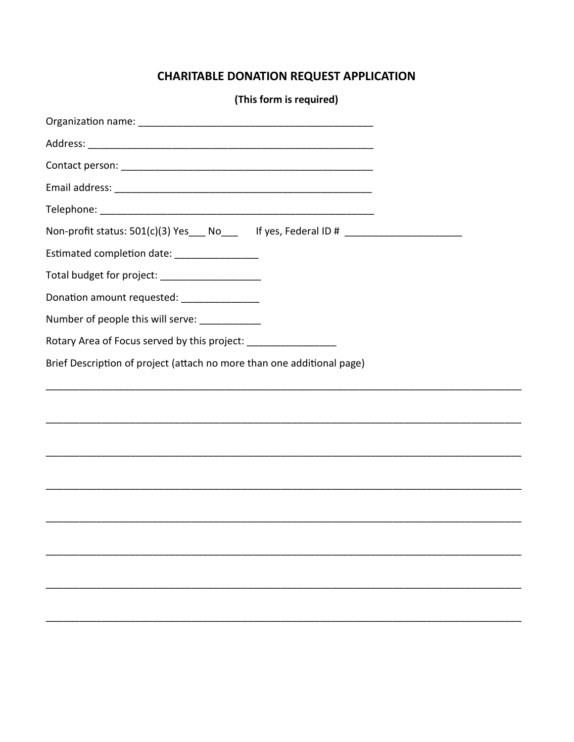# CHARITABLE DONATION REQUEST APPLICATION

**(This form is required)**

Organization name: ___________________________________________

Address: ________________________________________________

Contact person: ____________________________________________

Email address: _____________________________________________

Telephone: ________________________________________________

Non-profit status: 501(c)(3) Yes___ No___ If yes, Federal ID # ____________________

Estimated completion date: ______________

Total budget for project: _________________

Donation amount requested: _____________

Number of people this will serve: __________

Rotary Area of Focus served by this project: _______________

Brief Description of project (attach no more than one additional page)

_______________________________________________________________________________

_______________________________________________________________________________

_______________________________________________________________________________

_______________________________________________________________________________

_______________________________________________________________________________

_______________________________________________________________________________

_______________________________________________________________________________

_______________________________________________________________________________